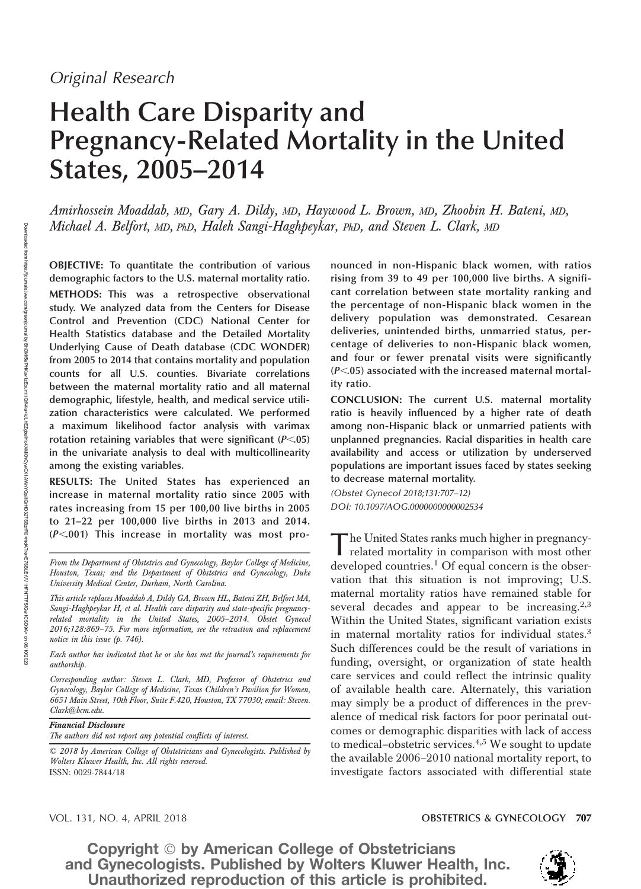*Original Research*

# Health Care Disparity and Pregnancy-Related Mortality in the United States, 2005–2014

*Amirhossein Moaddab, MD, Gary A. Dildy, MD, Haywood L. Brown, MD, Zhoobin H. Bateni, MD, Michael A. Belfort, MD, PhD, Haleh Sangi-Haghpeykar, PhD, and Steven L. Clark, MD*

**OBJECTIVE:** To quantitate the contribution of various demographic factors to the U.S. maternal mortality ratio.

**METHODS:** This was a retrospective observational study. We analyzed data from the Centers for Disease Control and Prevention (CDC) National Center for Health Statistics database and the Detailed Mortality Underlying Cause of Death database (CDC WONDER) from 2005 to 2014 that contains mortality and population counts for all U.S. counties. Bivariate correlations between the maternal mortality ratio and all maternal demographic, lifestyle, health, and medical service utilization characteristics were calculated. We performed a maximum likelihood factor analysis with varimax rotation retaining variables that were significant ($P<.05$) in the univariate analysis to deal with multicollinearity among the existing variables.

**RESULTS:** The United States has experienced an increase in maternal mortality ratio since 2005 with rates increasing from 15 per 100,00 live births in 2005 to 21–22 per 100,000 live births in 2013 and 2014. ($P<.001$) This increase in mortality was most pronounced in non-Hispanic black women, with ratios rising from 39 to 49 per 100,000 live births. A significant correlation between state mortality ranking and the percentage of non-Hispanic black women in the delivery population was demonstrated. Cesarean deliveries, unintended births, unmarried status, percentage of deliveries to non-Hispanic black women, and four or fewer prenatal visits were significantly ($P<.05$) associated with the increased maternal mortality ratio.

**CONCLUSION:** The current U.S. maternal mortality ratio is heavily influenced by a higher rate of death among non-Hispanic black or unmarried patients with unplanned pregnancies. Racial disparities in health care availability and access or utilization by underserved populations are important issues faced by states seeking to decrease maternal mortality.

*(Obstet Gynecol 2018;131:707–12)*
*DOI: 10.1097/AOG.0000000000002534*

*From the Department of Obstetrics and Gynecology, Baylor College of Medicine, Houston, Texas; and the Department of Obstetrics and Gynecology, Duke University Medical Center, Durham, North Carolina.*

*This article replaces Moaddab A, Dildy GA, Brown HL, Bateni ZH, Belfort MA, Sangi-Haghpeykar H, et al. Health care disparity and state-specific pregnancy-related mortality in the United States, 2005–2014. Obstet Gynecol 2016;128:869–75. For more information, see the retraction and replacement notice in this issue (p. 746).*

*Each author has indicated that he or she has met the journal's requirements for authorship.*

*Corresponding author: Steven L. Clark, MD, Professor of Obstetrics and Gynecology, Baylor College of Medicine, Texas Children's Pavilion for Women, 6651 Main Street, 10th Floor, Suite F.420, Houston, TX 77030; email: Steven.Clark@bcm.edu.*

***Financial Disclosure***
*The authors did not report any potential conflicts of interest.*

*© 2018 by American College of Obstetricians and Gynecologists. Published by Wolters Kluwer Health, Inc. All rights reserved.*
ISSN: 0029-7844/18

The United States ranks much higher in pregnancy-related mortality in comparison with most other developed countries.[1] Of equal concern is the observation that this situation is not improving; U.S. maternal mortality ratios have remained stable for several decades and appear to be increasing.[2,3] Within the United States, significant variation exists in maternal mortality ratios for individual states.[3] Such differences could be the result of variations in funding, oversight, or organization of state health care services and could reflect the intrinsic quality of available health care. Alternately, this variation may simply be a product of differences in the prevalence of medical risk factors for poor perinatal outcomes or demographic disparities with lack of access to medical–obstetric services.[4,5] We sought to update the available 2006–2010 national mortality report, to investigate factors associated with differential state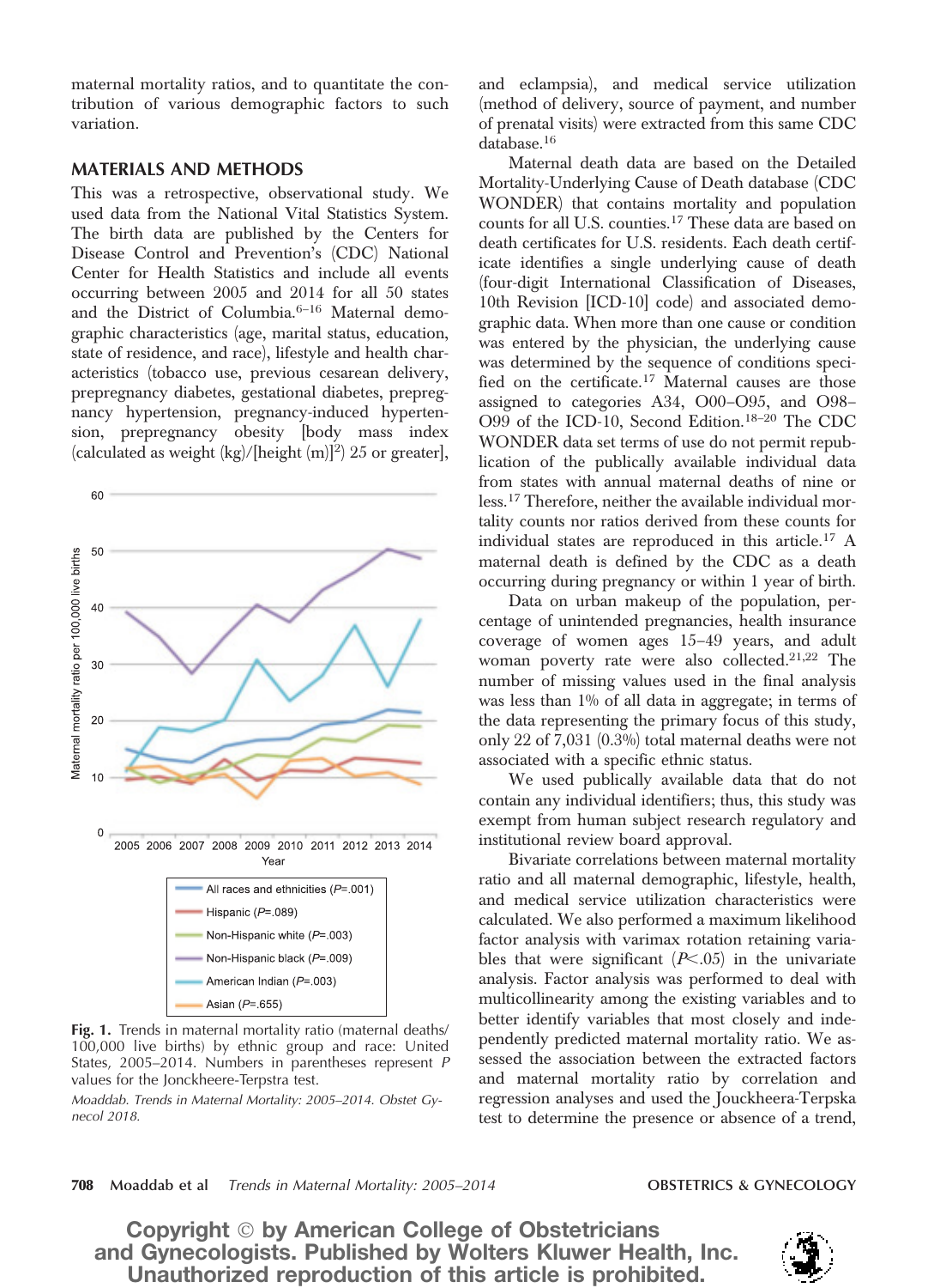maternal mortality ratios, and to quantitate the contribution of various demographic factors to such variation.

## MATERIALS AND METHODS

This was a retrospective, observational study. We used data from the National Vital Statistics System. The birth data are published by the Centers for Disease Control and Prevention's (CDC) National Center for Health Statistics and include all events occurring between 2005 and 2014 for all 50 states and the District of Columbia.[6–16] Maternal demographic characteristics (age, marital status, education, state of residence, and race), lifestyle and health characteristics (tobacco use, previous cesarean delivery, prepregnancy diabetes, gestational diabetes, prepregnancy hypertension, pregnancy-induced hypertension, prepregnancy obesity [body mass index (calculated as weight (kg)/[height (m)]$^2$) 25 or greater], and eclampsia), and medical service utilization (method of delivery, source of payment, and number of prenatal visits) were extracted from this same CDC database.[16]

Maternal death data are based on the Detailed Mortality-Underlying Cause of Death database (CDC WONDER) that contains mortality and population counts for all U.S. counties.[17] These data are based on death certificates for U.S. residents. Each death certificate identifies a single underlying cause of death (four-digit International Classification of Diseases, 10th Revision [ICD-10] code) and associated demographic data. When more than one cause or condition was entered by the physician, the underlying cause was determined by the sequence of conditions specified on the certificate.[17] Maternal causes are those assigned to categories A34, O00–O95, and O98–O99 of the ICD-10, Second Edition.[18–20] The CDC WONDER data set terms of use do not permit republication of the publically available individual data from states with annual maternal deaths of nine or less.[17] Therefore, neither the available individual mortality counts nor ratios derived from these counts for individual states are reproduced in this article.[17] A maternal death is defined by the CDC as a death occurring during pregnancy or within 1 year of birth.

Data on urban makeup of the population, percentage of unintended pregnancies, health insurance coverage of women ages 15–49 years, and adult woman poverty rate were also collected.[21,22] The number of missing values used in the final analysis was less than 1% of all data in aggregate; in terms of the data representing the primary focus of this study, only 22 of 7,031 (0.3%) total maternal deaths were not associated with a specific ethnic status.

We used publically available data that do not contain any individual identifiers; thus, this study was exempt from human subject research regulatory and institutional review board approval.

Bivariate correlations between maternal mortality ratio and all maternal demographic, lifestyle, health, and medical service utilization characteristics were calculated. We also performed a maximum likelihood factor analysis with varimax rotation retaining variables that were significant ($P<.05$) in the univariate analysis. Factor analysis was performed to deal with multicollinearity among the existing variables and to better identify variables that most closely and independently predicted maternal mortality ratio. We assessed the association between the extracted factors and maternal mortality ratio by correlation and regression analyses and used the Jouckheera-Terpska test to determine the presence or absence of a trend,

**Fig. 1.** Trends in maternal mortality ratio (maternal deaths/100,000 live births) by ethnic group and race: United States, 2005–2014. Numbers in parentheses represent $P$ values for the Jonckheere-Terpstra test.

*Moaddab. Trends in Maternal Mortality: 2005–2014. Obstet Gynecol 2018.*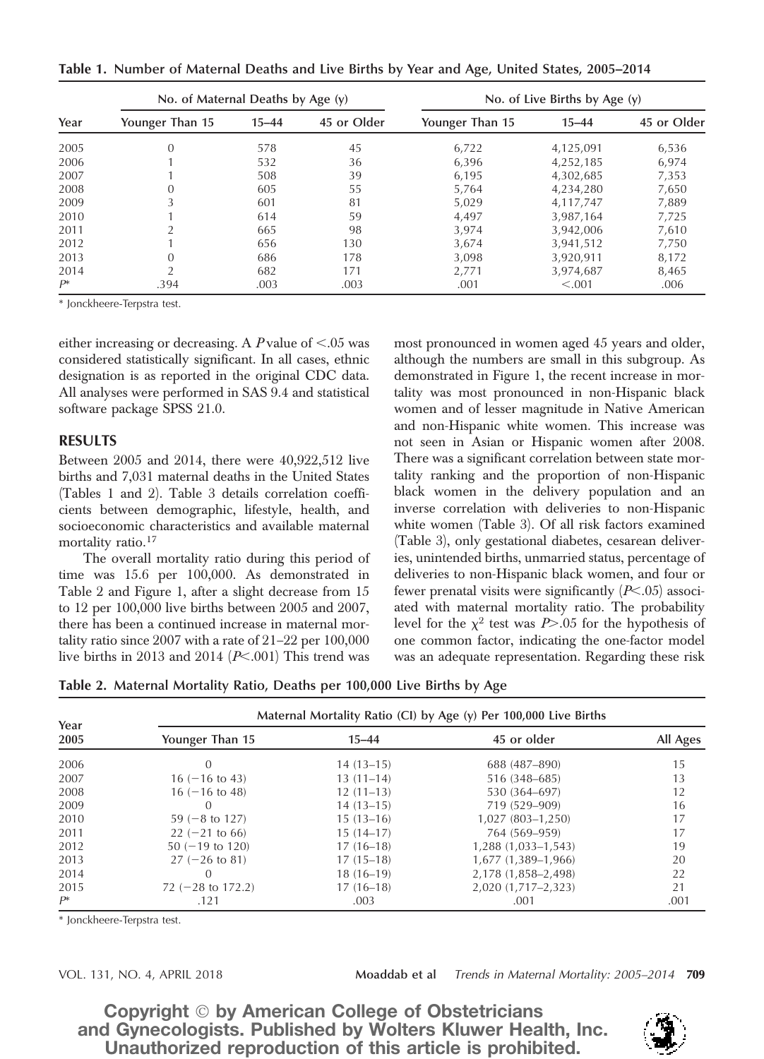**Table 1. Number of Maternal Deaths and Live Births by Year and Age, United States, 2005–2014**

| Year | No. of Maternal Deaths by Age (y) | | | No. of Live Births by Age (y) | | |
|---|---|---|---|---|---|---|
| | Younger Than 15 | 15–44 | 45 or Older | Younger Than 15 | 15–44 | 45 or Older |
| 2005 | 0 | 578 | 45 | 6,722 | 4,125,091 | 6,536 |
| 2006 | 1 | 532 | 36 | 6,396 | 4,252,185 | 6,974 |
| 2007 | 1 | 508 | 39 | 6,195 | 4,302,685 | 7,353 |
| 2008 | 0 | 605 | 55 | 5,764 | 4,234,280 | 7,650 |
| 2009 | 3 | 601 | 81 | 5,029 | 4,117,747 | 7,889 |
| 2010 | 1 | 614 | 59 | 4,497 | 3,987,164 | 7,725 |
| 2011 | 2 | 665 | 98 | 3,974 | 3,942,006 | 7,610 |
| 2012 | 1 | 656 | 130 | 3,674 | 3,941,512 | 7,750 |
| 2013 | 0 | 686 | 178 | 3,098 | 3,920,911 | 8,172 |
| 2014 | 2 | 682 | 171 | 2,771 | 3,974,687 | 8,465 |
| P* | .394 | .003 | .003 | .001 | <.001 | .006 |

\* Jonckheere-Terpstra test.

either increasing or decreasing. A $P$ value of $<.05$ was considered statistically significant. In all cases, ethnic designation is as reported in the original CDC data. All analyses were performed in SAS 9.4 and statistical software package SPSS 21.0.

## RESULTS

Between 2005 and 2014, there were 40,922,512 live births and 7,031 maternal deaths in the United States (Tables 1 and 2). Table 3 details correlation coefficients between demographic, lifestyle, health, and socioeconomic characteristics and available maternal mortality ratio.[17]

The overall mortality ratio during this period of time was 15.6 per 100,000. As demonstrated in Table 2 and Figure 1, after a slight decrease from 15 to 12 per 100,000 live births between 2005 and 2007, there has been a continued increase in maternal mortality ratio since 2007 with a rate of 21–22 per 100,000 live births in 2013 and 2014 ($P<.001$) This trend was most pronounced in women aged 45 years and older, although the numbers are small in this subgroup. As demonstrated in Figure 1, the recent increase in mortality was most pronounced in non-Hispanic black women and of lesser magnitude in Native American and non-Hispanic white women. This increase was not seen in Asian or Hispanic women after 2008. There was a significant correlation between state mortality ranking and the proportion of non-Hispanic black women in the delivery population and an inverse correlation with deliveries to non-Hispanic white women (Table 3). Of all risk factors examined (Table 3), only gestational diabetes, cesarean deliveries, unintended births, unmarried status, percentage of deliveries to non-Hispanic black women, and four or fewer prenatal visits were significantly ($P<.05$) associated with maternal mortality ratio. The probability level for the $\chi^2$ test was $P>.05$ for the hypothesis of one common factor, indicating the one-factor model was an adequate representation. Regarding these risk

**Table 2. Maternal Mortality Ratio, Deaths per 100,000 Live Births by Age**

| Year 2005 | Maternal Mortality Ratio (CI) by Age (y) Per 100,000 Live Births | | | |
|---|---|---|---|---|
| | Younger Than 15 | 15–44 | 45 or older | All Ages |
| 2006 | 0 | 14 (13–15) | 688 (487–890) | 15 |
| 2007 | 16 (−16 to 43) | 13 (11–14) | 516 (348–685) | 13 |
| 2008 | 16 (−16 to 48) | 12 (11–13) | 530 (364–697) | 12 |
| 2009 | 0 | 14 (13–15) | 719 (529–909) | 16 |
| 2010 | 59 (−8 to 127) | 15 (13–16) | 1,027 (803–1,250) | 17 |
| 2011 | 22 (−21 to 66) | 15 (14–17) | 764 (569–959) | 17 |
| 2012 | 50 (−19 to 120) | 17 (16–18) | 1,288 (1,033–1,543) | 19 |
| 2013 | 27 (−26 to 81) | 17 (15–18) | 1,677 (1,389–1,966) | 20 |
| 2014 | 0 | 18 (16–19) | 2,178 (1,858–2,498) | 22 |
| 2015 | 72 (−28 to 172.2) | 17 (16–18) | 2,020 (1,717–2,323) | 21 |
| P* | .121 | .003 | .001 | .001 |

\* Jonckheere-Terpstra test.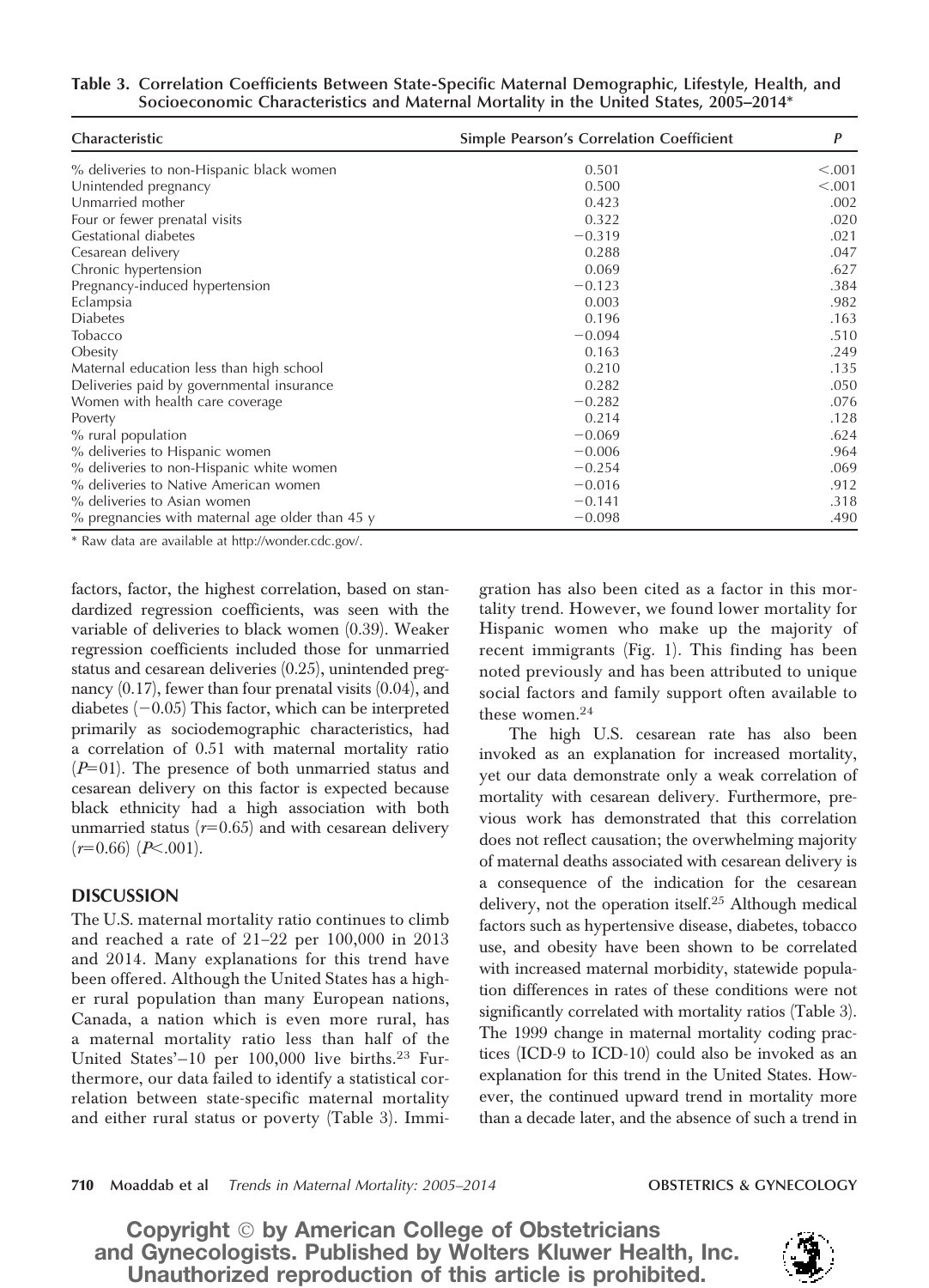**Table 3. Correlation Coefficients Between State-Specific Maternal Demographic, Lifestyle, Health, and Socioeconomic Characteristics and Maternal Mortality in the United States, 2005–2014***

| Characteristic | Simple Pearson's Correlation Coefficient | P |
|---|---|---|
| % deliveries to non-Hispanic black women | 0.501 | <.001 |
| Unintended pregnancy | 0.500 | <.001 |
| Unmarried mother | 0.423 | .002 |
| Four or fewer prenatal visits | 0.322 | .020 |
| Gestational diabetes | −0.319 | .021 |
| Cesarean delivery | 0.288 | .047 |
| Chronic hypertension | 0.069 | .627 |
| Pregnancy-induced hypertension | −0.123 | .384 |
| Eclampsia | 0.003 | .982 |
| Diabetes | 0.196 | .163 |
| Tobacco | −0.094 | .510 |
| Obesity | 0.163 | .249 |
| Maternal education less than high school | 0.210 | .135 |
| Deliveries paid by governmental insurance | 0.282 | .050 |
| Women with health care coverage | −0.282 | .076 |
| Poverty | 0.214 | .128 |
| % rural population | −0.069 | .624 |
| % deliveries to Hispanic women | −0.006 | .964 |
| % deliveries to non-Hispanic white women | −0.254 | .069 |
| % deliveries to Native American women | −0.016 | .912 |
| % deliveries to Asian women | −0.141 | .318 |
| % pregnancies with maternal age older than 45 y | −0.098 | .490 |

* Raw data are available at http://wonder.cdc.gov/.

factors, factor, the highest correlation, based on standardized regression coefficients, was seen with the variable of deliveries to black women (0.39). Weaker regression coefficients included those for unmarried status and cesarean deliveries (0.25), unintended pregnancy (0.17), fewer than four prenatal visits (0.04), and diabetes (−0.05) This factor, which can be interpreted primarily as sociodemographic characteristics, had a correlation of 0.51 with maternal mortality ratio ($P$=01). The presence of both unmarried status and cesarean delivery on this factor is expected because black ethnicity had a high association with both unmarried status ($r$=0.65) and with cesarean delivery ($r$=0.66) ($P$<.001).

## DISCUSSION

The U.S. maternal mortality ratio continues to climb and reached a rate of 21–22 per 100,000 in 2013 and 2014. Many explanations for this trend have been offered. Although the United States has a higher rural population than many European nations, Canada, a nation which is even more rural, has a maternal mortality ratio less than half of the United States'–10 per 100,000 live births.[23] Furthermore, our data failed to identify a statistical correlation between state-specific maternal mortality and either rural status or poverty (Table 3). Immigration has also been cited as a factor in this mortality trend. However, we found lower mortality for Hispanic women who make up the majority of recent immigrants (Fig. 1). This finding has been noted previously and has been attributed to unique social factors and family support often available to these women.[24]

The high U.S. cesarean rate has also been invoked as an explanation for increased mortality, yet our data demonstrate only a weak correlation of mortality with cesarean delivery. Furthermore, previous work has demonstrated that this correlation does not reflect causation; the overwhelming majority of maternal deaths associated with cesarean delivery is a consequence of the indication for the cesarean delivery, not the operation itself.[25] Although medical factors such as hypertensive disease, diabetes, tobacco use, and obesity have been shown to be correlated with increased maternal morbidity, statewide population differences in rates of these conditions were not significantly correlated with mortality ratios (Table 3). The 1999 change in maternal mortality coding practices (ICD-9 to ICD-10) could also be invoked as an explanation for this trend in the United States. However, the continued upward trend in mortality more than a decade later, and the absence of such a trend in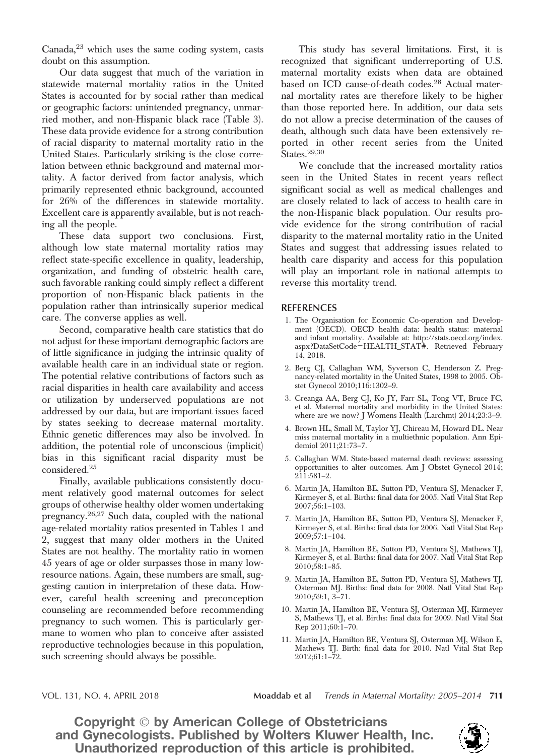Canada,[23] which uses the same coding system, casts doubt on this assumption.

Our data suggest that much of the variation in statewide maternal mortality ratios in the United States is accounted for by social rather than medical or geographic factors: unintended pregnancy, unmarried mother, and non-Hispanic black race (Table 3). These data provide evidence for a strong contribution of racial disparity to maternal mortality ratio in the United States. Particularly striking is the close correlation between ethnic background and maternal mortality. A factor derived from factor analysis, which primarily represented ethnic background, accounted for 26% of the differences in statewide mortality. Excellent care is apparently available, but is not reaching all the people.

These data support two conclusions. First, although low state maternal mortality ratios may reflect state-specific excellence in quality, leadership, organization, and funding of obstetric health care, such favorable ranking could simply reflect a different proportion of non-Hispanic black patients in the population rather than intrinsically superior medical care. The converse applies as well.

Second, comparative health care statistics that do not adjust for these important demographic factors are of little significance in judging the intrinsic quality of available health care in an individual state or region. The potential relative contributions of factors such as racial disparities in health care availability and access or utilization by underserved populations are not addressed by our data, but are important issues faced by states seeking to decrease maternal mortality. Ethnic genetic differences may also be involved. In addition, the potential role of unconscious (implicit) bias in this significant racial disparity must be considered.[25]

Finally, available publications consistently document relatively good maternal outcomes for select groups of otherwise healthy older women undertaking pregnancy.[26,27] Such data, coupled with the national age-related mortality ratios presented in Tables 1 and 2, suggest that many older mothers in the United States are not healthy. The mortality ratio in women 45 years of age or older surpasses those in many low-resource nations. Again, these numbers are small, suggesting caution in interpretation of these data. However, careful health screening and preconception counseling are recommended before recommending pregnancy to such women. This is particularly germane to women who plan to conceive after assisted reproductive technologies because in this population, such screening should always be possible.

This study has several limitations. First, it is recognized that significant underreporting of U.S. maternal mortality exists when data are obtained based on ICD cause-of-death codes.[28] Actual maternal mortality rates are therefore likely to be higher than those reported here. In addition, our data sets do not allow a precise determination of the causes of death, although such data have been extensively reported in other recent series from the United States.[29,30]

We conclude that the increased mortality ratios seen in the United States in recent years reflect significant social as well as medical challenges and are closely related to lack of access to health care in the non-Hispanic black population. Our results provide evidence for the strong contribution of racial disparity to the maternal mortality ratio in the United States and suggest that addressing issues related to health care disparity and access for this population will play an important role in national attempts to reverse this mortality trend.

## REFERENCES

1. The Organisation for Economic Co-operation and Development (OECD). OECD health data: health status: maternal and infant mortality. Available at: http://stats.oecd.org/index.aspx?DataSetCode=HEALTH_STAT#. Retrieved February 14, 2018.
2. Berg CJ, Callaghan WM, Syverson C, Henderson Z. Pregnancy-related mortality in the United States, 1998 to 2005. Obstet Gynecol 2010;116:1302–9.
3. Creanga AA, Berg CJ, Ko JY, Farr SL, Tong VT, Bruce FC, et al. Maternal mortality and morbidity in the United States: where are we now? J Womens Health (Larchmt) 2014;23:3–9.
4. Brown HL, Small M, Taylor YJ, Chireau M, Howard DL. Near miss maternal mortality in a multiethnic population. Ann Epidemiol 2011;21:73–7.
5. Callaghan WM. State-based maternal death reviews: assessing opportunities to alter outcomes. Am J Obstet Gynecol 2014; 211:581–2.
6. Martin JA, Hamilton BE, Sutton PD, Ventura SJ, Menacker F, Kirmeyer S, et al. Births: final data for 2005. Natl Vital Stat Rep 2007;56:1–103.
7. Martin JA, Hamilton BE, Sutton PD, Ventura SJ, Menacker F, Kirmeyer S, et al. Births: final data for 2006. Natl Vital Stat Rep 2009;57:1–104.
8. Martin JA, Hamilton BE, Sutton PD, Ventura SJ, Mathews TJ, Kirmeyer S, et al. Births: final data for 2007. Natl Vital Stat Rep 2010;58:1–85.
9. Martin JA, Hamilton BE, Sutton PD, Ventura SJ, Mathews TJ, Osterman MJ. Births: final data for 2008. Natl Vital Stat Rep 2010;59:1, 3–71.
10. Martin JA, Hamilton BE, Ventura SJ, Osterman MJ, Kirmeyer S, Mathews TJ, et al. Births: final data for 2009. Natl Vital Stat Rep 2011;60:1–70.
11. Martin JA, Hamilton BE, Ventura SJ, Osterman MJ, Wilson E, Mathews TJ. Birth: final data for 2010. Natl Vital Stat Rep 2012;61:1–72.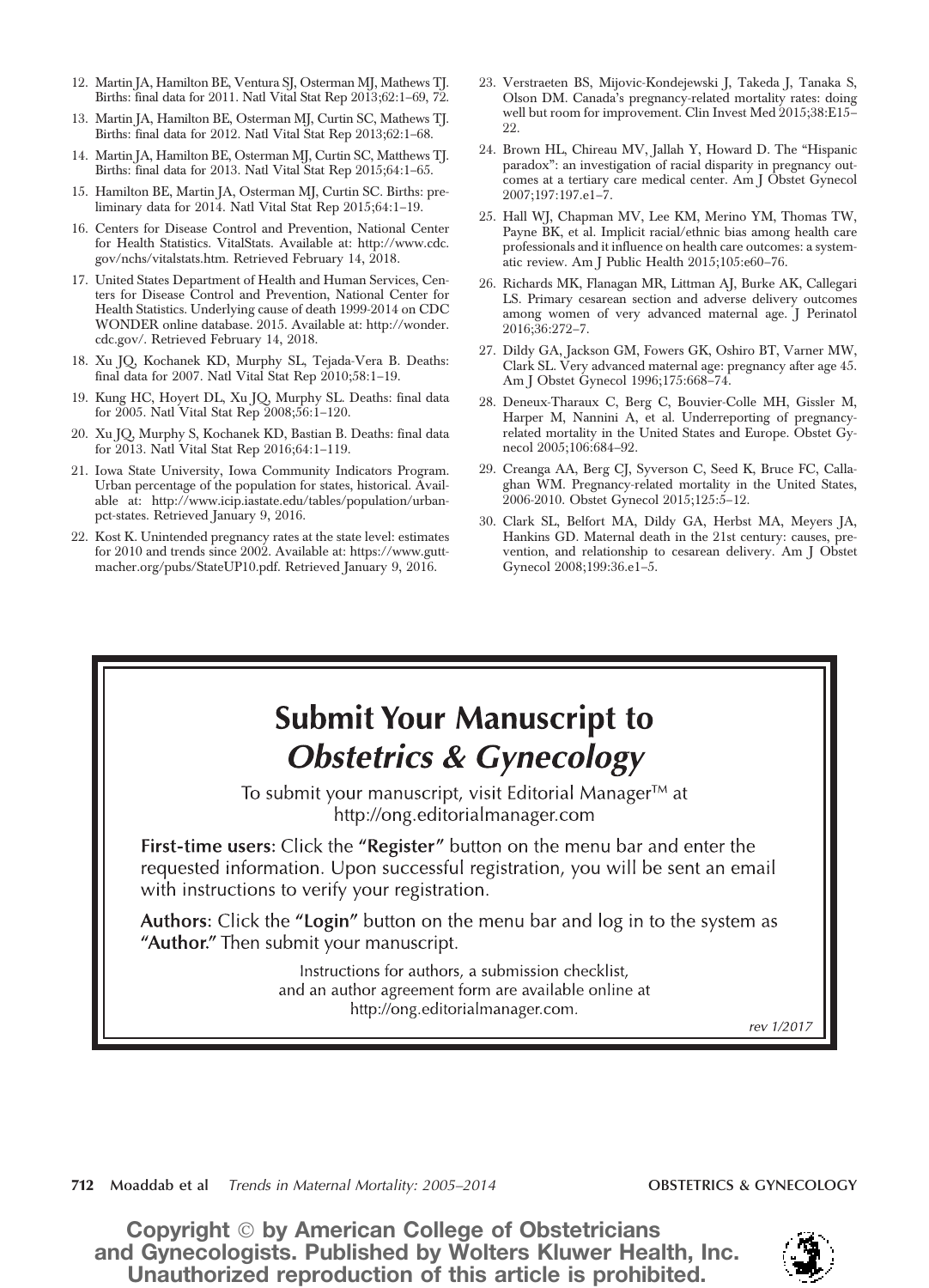12. Martin JA, Hamilton BE, Ventura SJ, Osterman MJ, Mathews TJ. Births: final data for 2011. Natl Vital Stat Rep 2013;62:1–69, 72.
13. Martin JA, Hamilton BE, Osterman MJ, Curtin SC, Mathews TJ. Births: final data for 2012. Natl Vital Stat Rep 2013;62:1–68.
14. Martin JA, Hamilton BE, Osterman MJ, Curtin SC, Matthews TJ. Births: final data for 2013. Natl Vital Stat Rep 2015;64:1–65.
15. Hamilton BE, Martin JA, Osterman MJ, Curtin SC. Births: preliminary data for 2014. Natl Vital Stat Rep 2015;64:1–19.
16. Centers for Disease Control and Prevention, National Center for Health Statistics. VitalStats. Available at: http://www.cdc.gov/nchs/vitalstats.htm. Retrieved February 14, 2018.
17. United States Department of Health and Human Services, Centers for Disease Control and Prevention, National Center for Health Statistics. Underlying cause of death 1999-2014 on CDC WONDER online database. 2015. Available at: http://wonder.cdc.gov/. Retrieved February 14, 2018.
18. Xu JQ, Kochanek KD, Murphy SL, Tejada-Vera B. Deaths: final data for 2007. Natl Vital Stat Rep 2010;58:1–19.
19. Kung HC, Hoyert DL, Xu JQ, Murphy SL. Deaths: final data for 2005. Natl Vital Stat Rep 2008;56:1–120.
20. Xu JQ, Murphy S, Kochanek KD, Bastian B. Deaths: final data for 2013. Natl Vital Stat Rep 2016;64:1–119.
21. Iowa State University, Iowa Community Indicators Program. Urban percentage of the population for states, historical. Available at: http://www.icip.iastate.edu/tables/population/urban-pct-states. Retrieved January 9, 2016.
22. Kost K. Unintended pregnancy rates at the state level: estimates for 2010 and trends since 2002. Available at: https://www.guttmacher.org/pubs/StateUP10.pdf. Retrieved January 9, 2016.
23. Verstraeten BS, Mijovic-Kondejewski J, Takeda J, Tanaka S, Olson DM. Canada's pregnancy-related mortality rates: doing well but room for improvement. Clin Invest Med 2015;38:E15–22.
24. Brown HL, Chireau MV, Jallah Y, Howard D. The "Hispanic paradox": an investigation of racial disparity in pregnancy outcomes at a tertiary care medical center. Am J Obstet Gynecol 2007;197:197.e1–7.
25. Hall WJ, Chapman MV, Lee KM, Merino YM, Thomas TW, Payne BK, et al. Implicit racial/ethnic bias among health care professionals and it influence on health care outcomes: a systematic review. Am J Public Health 2015;105:e60–76.
26. Richards MK, Flanagan MR, Littman AJ, Burke AK, Callegari LS. Primary cesarean section and adverse delivery outcomes among women of very advanced maternal age. J Perinatol 2016;36:272–7.
27. Dildy GA, Jackson GM, Fowers GK, Oshiro BT, Varner MW, Clark SL. Very advanced maternal age: pregnancy after age 45. Am J Obstet Gynecol 1996;175:668–74.
28. Deneux-Tharaux C, Berg C, Bouvier-Colle MH, Gissler M, Harper M, Nannini A, et al. Underreporting of pregnancy-related mortality in the United States and Europe. Obstet Gynecol 2005;106:684–92.
29. Creanga AA, Berg CJ, Syverson C, Seed K, Bruce FC, Callaghan WM. Pregnancy-related mortality in the United States, 2006-2010. Obstet Gynecol 2015;125:5–12.
30. Clark SL, Belfort MA, Dildy GA, Herbst MA, Meyers JA, Hankins GD. Maternal death in the 21st century: causes, prevention, and relationship to cesarean delivery. Am J Obstet Gynecol 2008;199:36.e1–5.

# Submit Your Manuscript to *Obstetrics & Gynecology*

To submit your manuscript, visit Editorial Manager™ at http://ong.editorialmanager.com

**First-time users**: Click the **"Register"** button on the menu bar and enter the requested information. Upon successful registration, you will be sent an email with instructions to verify your registration.

**Authors**: Click the **"Login"** button on the menu bar and log in to the system as **"Author."** Then submit your manuscript.

Instructions for authors, a submission checklist, and an author agreement form are available online at http://ong.editorialmanager.com.

*rev 1/2017*

**Copyright © by American College of Obstetricians and Gynecologists. Published by Wolters Kluwer Health, Inc. Unauthorized reproduction of this article is prohibited.**